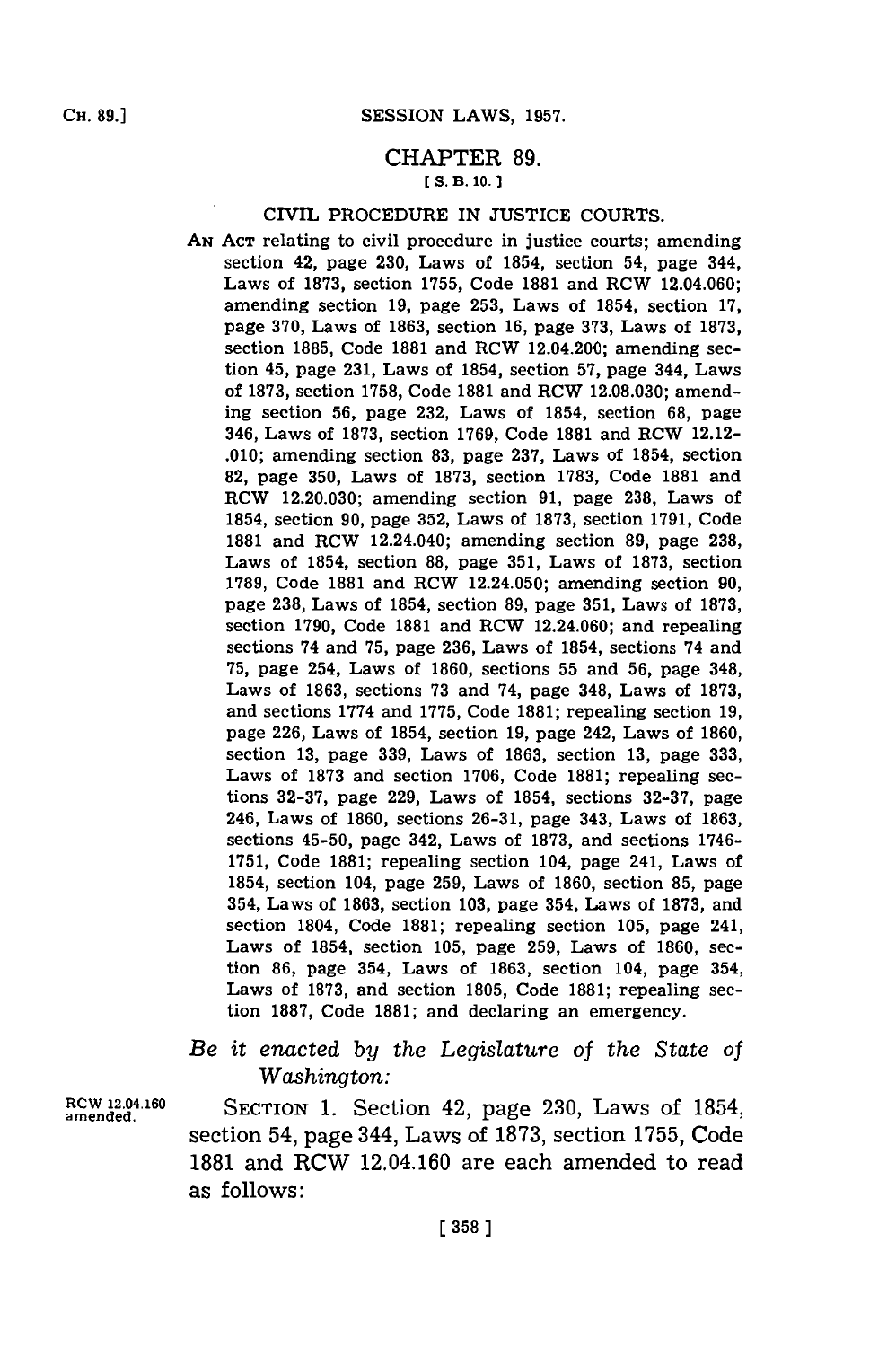# CHAPTER 89.

[S. B. 10.]

## CIVIL PROCEDURE IN JUSTICE COURTS.

AN ACT relating to civil procedure in justice courts; amending section 42, page 230, Laws of 1854, section 54, page 344, Laws of 1873, section 1755, Code 1881 and RCW 12.04.060; amending section 19, page 253, Laws of 1854, section 17, page 370, Laws of 1863, section 16, page 373, Laws of 1873, section 1885, Code 1881 and RCW 12.04.200; amending section 45, page 231, Laws of 1854, section 57, page 344, Laws of 1873, section 1758, Code 1881 and RCW 12.08.030; amending section 56, page 232, Laws of 1854, section 68, page 346, Laws of 1873, section 1769, Code 1881 and RCW 12.12-.010; amending section 83, page 237, Laws of 1854, section 82, page 350, Laws of 1873, section 1783, Code 1881 and RCW 12.20.030; amending section 91, page 238, Laws of 1854, section 90, page 352, Laws of 1873, section 1791, Code 1881 and RCW 12.24.040; amending section 89, page 238, Laws of 1854, section 88, page 351, Laws of 1873, section 1789, Code 1881 and RCW 12.24.050; amending section 90, page 238, Laws of 1854, section 89, page 351, Laws of 1873, section 1790, Code 1881 and RCW 12.24.060; and repealing sections 74 and 75, page 236, Laws of 1854, sections 74 and 75, page 254, Laws of 1860, sections 55 and 56, page 348, Laws of 1863, sections 73 and 74, page 348, Laws of 1873, and sections 1774 and 1775, Code 1881; repealing section 19, page 226, Laws of 1854, section 19, page 242, Laws of 1860, section 13, page 339, Laws of 1863, section 13, page 333, Laws of 1873 and section 1706, Code 1881; repealing sections 32-37, page 229, Laws of 1854, sections 32-37, page 246, Laws of 1860, sections 26-31, page 343, Laws of 1863, sections 45-50, page 342, Laws of 1873, and sections 1746-1751, Code 1881; repealing section 104, page 241, Laws of 1854, section 104, page 259, Laws of 1860, section 85, page 354, Laws of 1863, section 103, page 354, Laws of 1873, and section 1804, Code 1881; repealing section 105, page 241, Laws of 1854, section 105, page 259, Laws of 1860, section 86, page 354, Laws of 1863, section 104, page 354, Laws of 1873, and section 1805, Code 1881; repealing section 1887, Code 1881; and declaring an emergency.

*Be it enacted by the Legislature of the State of Washington:*

RCW 12.04.160 amended.

SECTION 1. Section 42, page 230, Laws of 1854, section 54, page 344, Laws of 1873, section 1755, Code 1881 and RCW 12.04.160 are each amended to read as follows: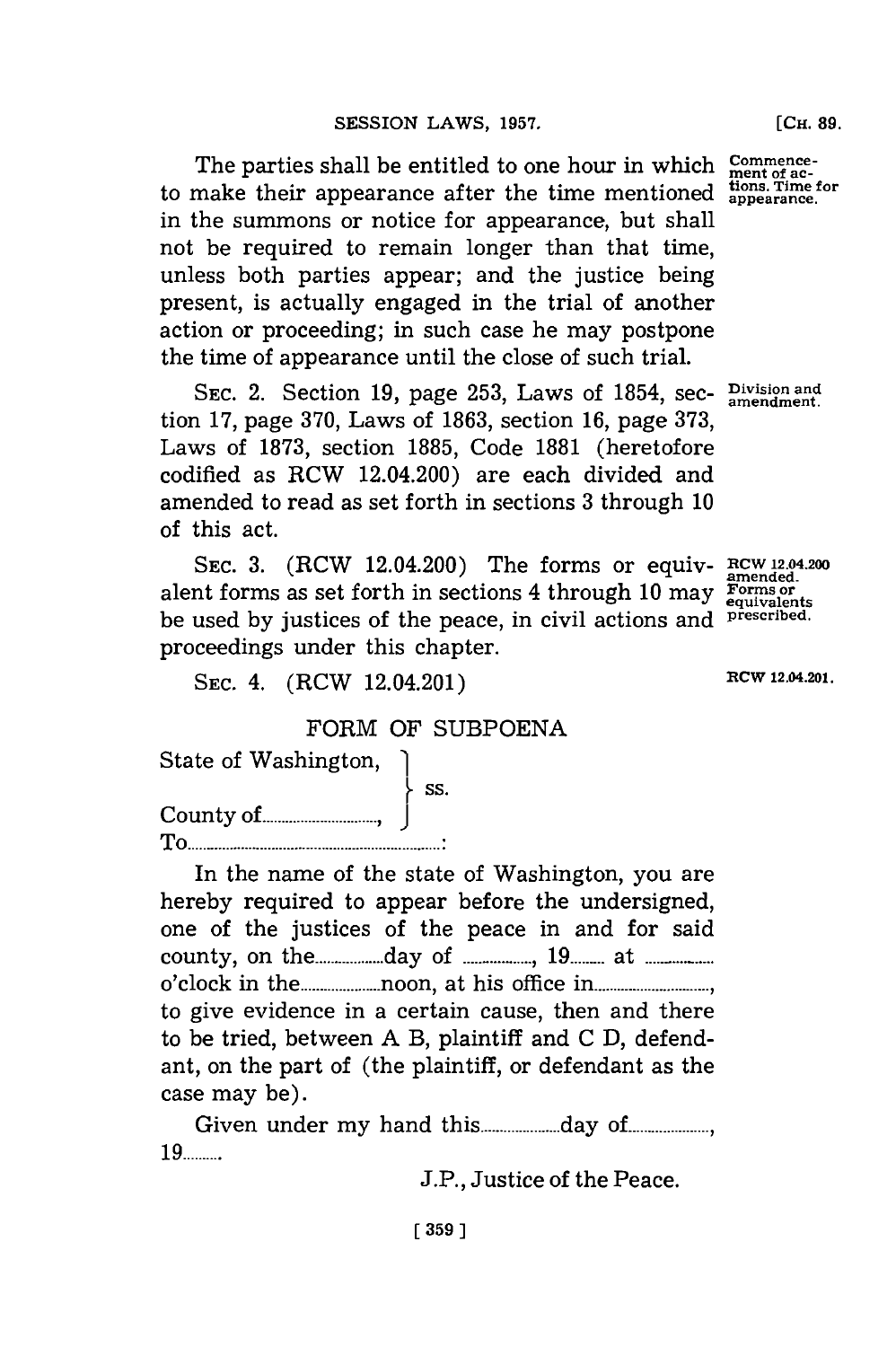The parties shall be entitled to one hour in which to make their appearance after the time mentioned in the summons or notice for appearance, but shall not be required to remain longer than that time, unless both parties appear; and the justice being present, is actually engaged in the trial of another action or proceeding; in such case he may postpone the time of appearance until the close of such trial.

Commencement of actions. Time for appearance.

SEC. 2. Section 19, page 253, Laws of 1854, section 17, page 370, Laws of 1863, section 16, page 373, Laws of 1873, section 1885, Code 1881 (heretofore codified as RCW 12.04.200) are each divided and amended to read as set forth in sections 3 through 10 of this act.

Division and amendment.

SEC. 3. (RCW 12.04.200) The forms or equivalent forms as set forth in sections 4 through 10 may be used by justices of the peace, in civil actions and proceedings under this chapter.

RCW 12.04.200 amended. Forms or equivalents prescribed.

SEC. 4. (RCW 12.04.201)

RCW 12.04.201.

FORM OF SUBPOENA

State of Washington, }
} ss.
County of.............................., }

To..................................................................:

In the name of the state of Washington, you are hereby required to appear before the undersigned, one of the justices of the peace in and for said county, on the.................day of ................., 19......... at ................ o'clock in the....................noon, at his office in.............................., to give evidence in a certain cause, then and there to be tried, between A B, plaintiff and C D, defendant, on the part of (the plaintiff, or defendant as the case may be).

Given under my hand this....................day of...................., 19..........

J.P., Justice of the Peace.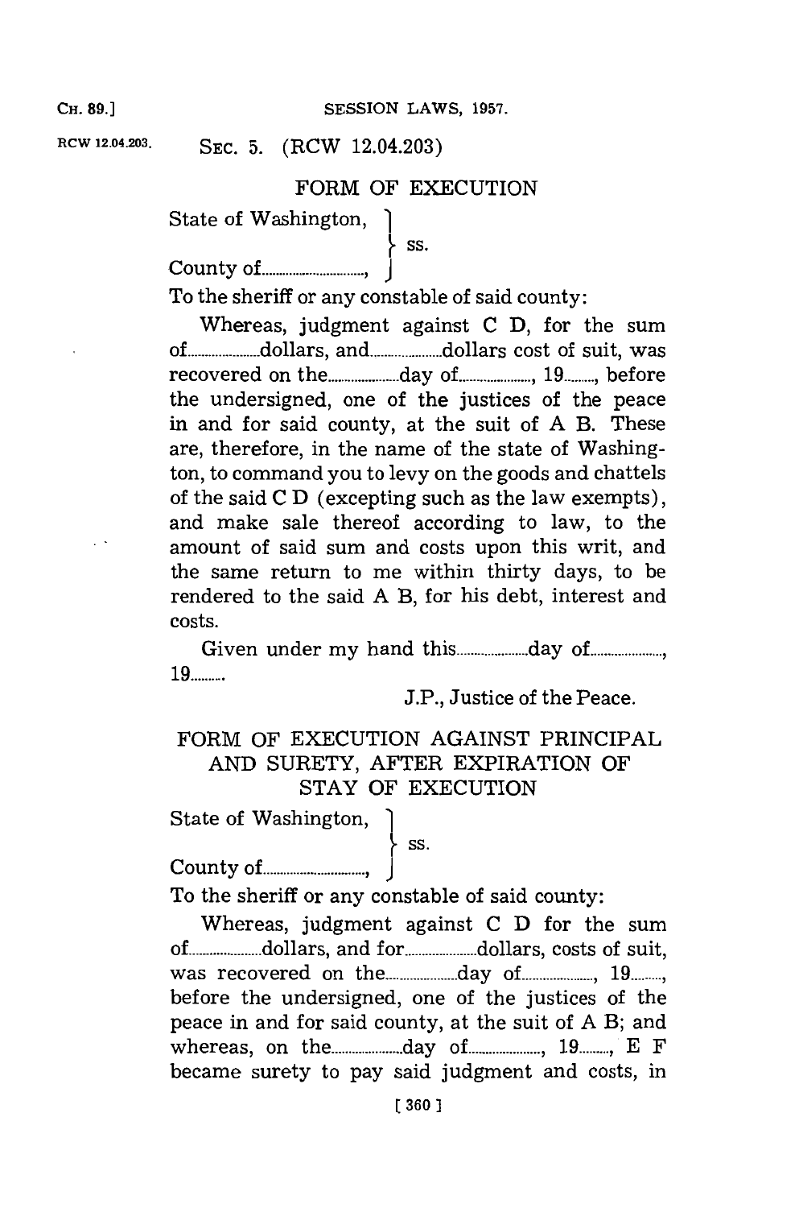RCW 12.04.203. SEC. 5. (RCW 12.04.203)

## FORM OF EXECUTION

State of Washington, }
} ss.
County of................................, }

To the sheriff or any constable of said county:

Whereas, judgment against C D, for the sum of....................dollars, and....................dollars cost of suit, was recovered on the....................day of...................., 19........, before the undersigned, one of the justices of the peace in and for said county, at the suit of A B. These are, therefore, in the name of the state of Washington, to command you to levy on the goods and chattels of the said C D (excepting such as the law exempts), and make sale thereof according to law, to the amount of said sum and costs upon this writ, and the same return to me within thirty days, to be rendered to the said A B, for his debt, interest and costs.

Given under my hand this....................day of...................., 19.........

J.P., Justice of the Peace.

## FORM OF EXECUTION AGAINST PRINCIPAL AND SURETY, AFTER EXPIRATION OF STAY OF EXECUTION

State of Washington, }
} ss.
County of................................, }

To the sheriff or any constable of said county:

Whereas, judgment against C D for the sum of....................dollars, and for....................dollars, costs of suit, was recovered on the....................day of...................., 19........, before the undersigned, one of the justices of the peace in and for said county, at the suit of A B; and whereas, on the....................day of...................., 19........, E F became surety to pay said judgment and costs, in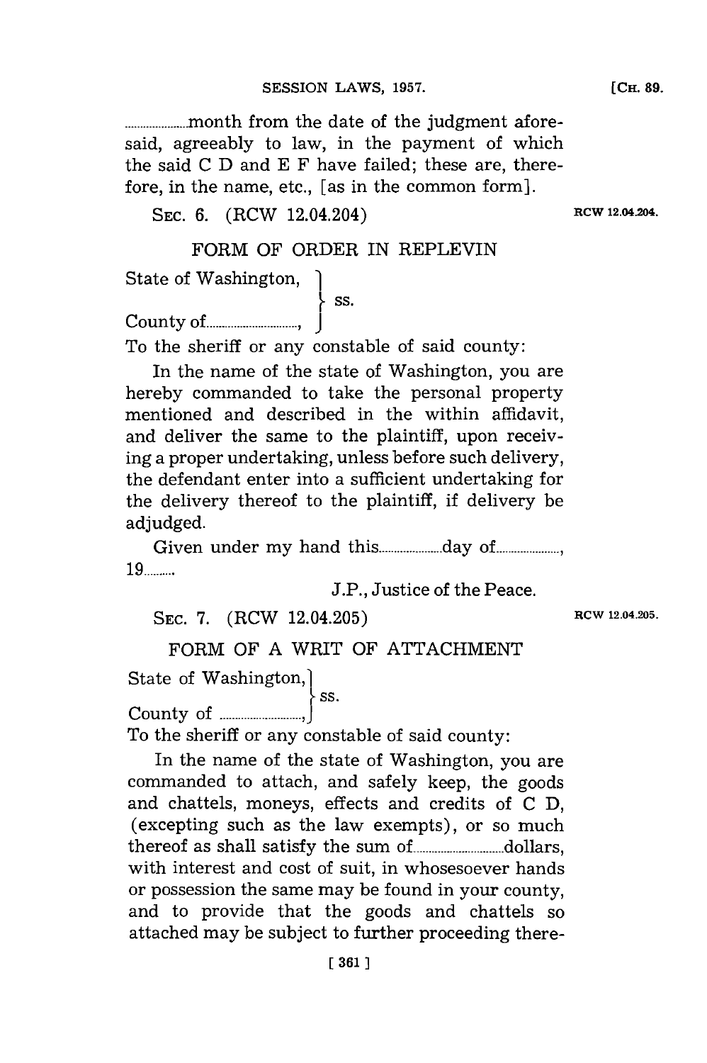..................month from the date of the judgment aforesaid, agreeably to law, in the payment of which the said C D and E F have failed; these are, therefore, in the name, etc., [as in the common form].

SEC. 6. (RCW 12.04.204) RCW 12.04.204.

FORM OF ORDER IN REPLEVIN

State of Washington, }
} ss.
County of.........................., }

To the sheriff or any constable of said county:

In the name of the state of Washington, you are hereby commanded to take the personal property mentioned and described in the within affidavit, and deliver the same to the plaintiff, upon receiving a proper undertaking, unless before such delivery, the defendant enter into a sufficient undertaking for the delivery thereof to the plaintiff, if delivery be adjudged.

Given under my hand this..................day of..................., 19.........

J.P., Justice of the Peace.

SEC. 7. (RCW 12.04.205) RCW 12.04.205.

FORM OF A WRIT OF ATTACHMENT

State of Washington, }
} ss.
County of .........................., }

To the sheriff or any constable of said county:

In the name of the state of Washington, you are commanded to attach, and safely keep, the goods and chattels, moneys, effects and credits of C D, (excepting such as the law exempts), or so much thereof as shall satisfy the sum of..........................dollars, with interest and cost of suit, in whosesoever hands or possession the same may be found in your county, and to provide that the goods and chattels so attached may be subject to further proceeding there-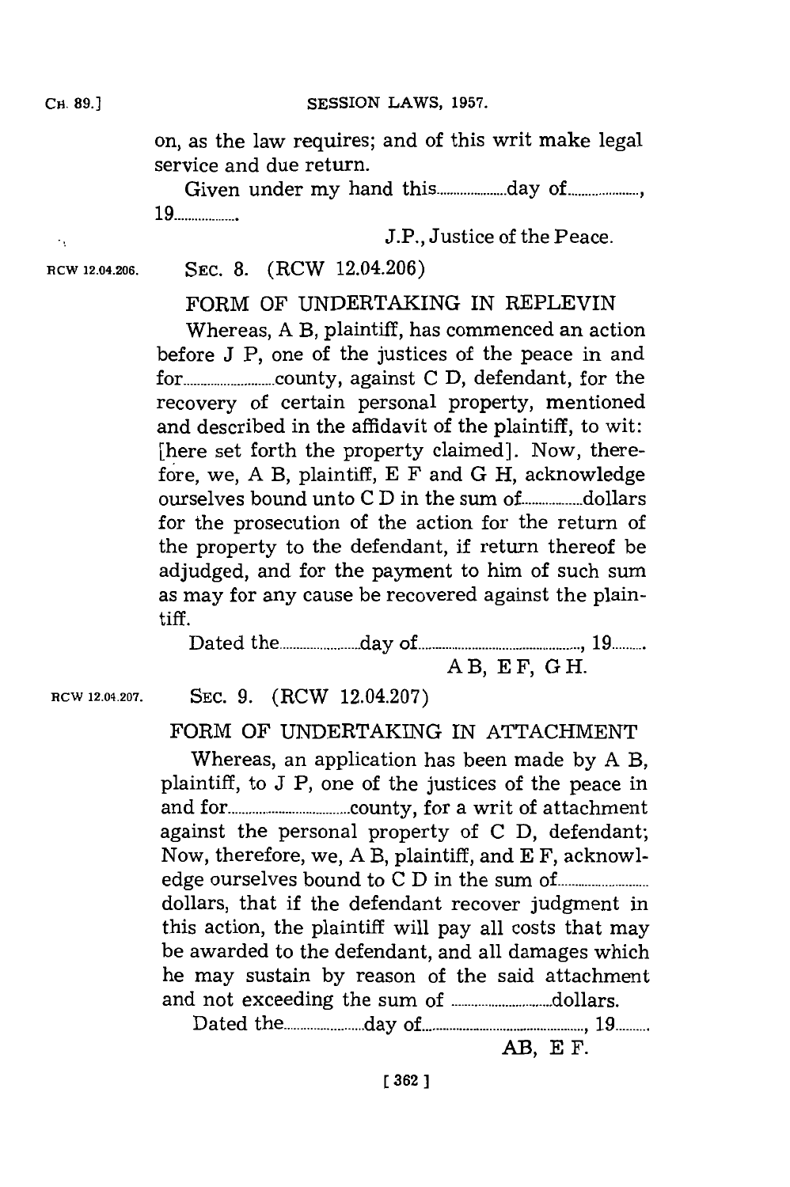on, as the law requires; and of this writ make legal service and due return.

Given under my hand this.................... day of....................., 19..................

J.P., Justice of the Peace.

RCW 12.04.206. SEC. 8. (RCW 12.04.206)

FORM OF UNDERTAKING IN REPLEVIN

Whereas, A B, plaintiff, has commenced an action before J P, one of the justices of the peace in and for.......................... county, against C D, defendant, for the recovery of certain personal property, mentioned and described in the affidavit of the plaintiff, to wit: [here set forth the property claimed]. Now, therefore, we, A B, plaintiff, E F and G H, acknowledge ourselves bound unto C D in the sum of.................. dollars for the prosecution of the action for the return of the property to the defendant, if return thereof be adjudged, and for the payment to him of such sum as may for any cause be recovered against the plaintiff.

Dated the........................ day of.............................................., 19..........

A B, E F, G H.

RCW 12.04.207. SEC. 9. (RCW 12.04.207)

FORM OF UNDERTAKING IN ATTACHMENT

Whereas, an application has been made by A B, plaintiff, to J P, one of the justices of the peace in and for.................................. county, for a writ of attachment against the personal property of C D, defendant; Now, therefore, we, A B, plaintiff, and E F, acknowledge ourselves bound to C D in the sum of.......................... dollars, that if the defendant recover judgment in this action, the plaintiff will pay all costs that may be awarded to the defendant, and all damages which he may sustain by reason of the said attachment and not exceeding the sum of ............................ dollars.

Dated the........................ day of.............................................., 19..........

AB, E F.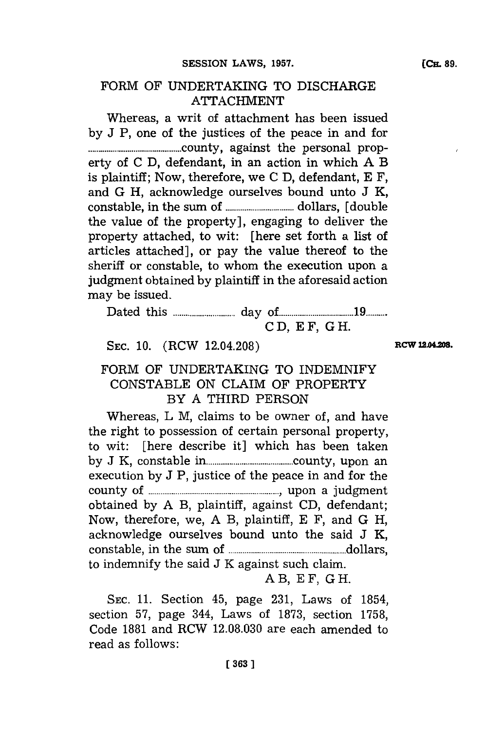## FORM OF UNDERTAKING TO DISCHARGE ATTACHMENT

Whereas, a writ of attachment has been issued by J P, one of the justices of the peace in and for ........................................county, against the personal property of C D, defendant, in an action in which A B is plaintiff; Now, therefore, we C D, defendant, E F, and G H, acknowledge ourselves bound unto J K, constable, in the sum of .............................. dollars, [double the value of the property], engaging to deliver the property attached, to wit: [here set forth a list of articles attached], or pay the value thereof to the sheriff or constable, to whom the execution upon a judgment obtained by plaintiff in the aforesaid action may be issued.

Dated this .............................. day of.................................19..........

C D, E F, G H.

SEC. 10. (RCW 12.04.208)

RCW 12.04.208.

## FORM OF UNDERTAKING TO INDEMNIFY CONSTABLE ON CLAIM OF PROPERTY BY A THIRD PERSON

Whereas, L M, claims to be owner of, and have the right to possession of certain personal property, to wit: [here describe it] which has been taken by J K, constable in........................................county, upon an execution by J P, justice of the peace in and for the county of ........................................................, upon a judgment obtained by A B, plaintiff, against CD, defendant; Now, therefore, we, A B, plaintiff, E F, and G H, acknowledge ourselves bound unto the said J K, constable, in the sum of ...................................................dollars, to indemnify the said J K against such claim.

A B, E F, G H.

SEC. 11. Section 45, page 231, Laws of 1854, section 57, page 344, Laws of 1873, section 1758, Code 1881 and RCW 12.08.030 are each amended to read as follows: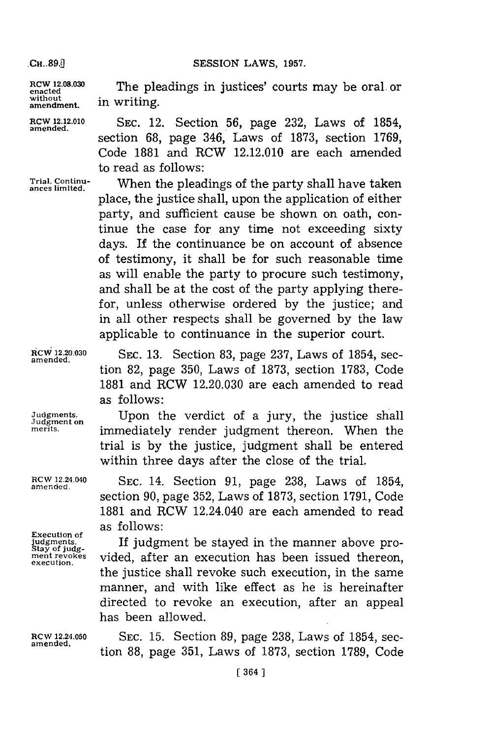RCW 12.08.030 enacted without amendment.

The pleadings in justices' courts may be oral or in writing.

RCW 12.12.010 amended.

SEC. 12. Section 56, page 232, Laws of 1854, section 68, page 346, Laws of 1873, section 1769, Code 1881 and RCW 12.12.010 are each amended to read as follows:

Trial. Continuances limited.

When the pleadings of the party shall have taken place, the justice shall, upon the application of either party, and sufficient cause be shown on oath, continue the case for any time not exceeding sixty days. If the continuance be on account of absence of testimony, it shall be for such reasonable time as will enable the party to procure such testimony, and shall be at the cost of the party applying therefor, unless otherwise ordered by the justice; and in all other respects shall be governed by the law applicable to continuance in the superior court.

RCW 12.20.030 amended.

SEC. 13. Section 83, page 237, Laws of 1854, section 82, page 350, Laws of 1873, section 1783, Code 1881 and RCW 12.20.030 are each amended to read as follows:

Judgments. Judgment on merits.

Upon the verdict of a jury, the justice shall immediately render judgment thereon. When the trial is by the justice, judgment shall be entered within three days after the close of the trial.

RCW 12.24.040 amended.

SEC. 14. Section 91, page 238, Laws of 1854, section 90, page 352, Laws of 1873, section 1791, Code 1881 and RCW 12.24.040 are each amended to read as follows:

Execution of judgments. Stay of judgment revokes execution.

If judgment be stayed in the manner above provided, after an execution has been issued thereon, the justice shall revoke such execution, in the same manner, and with like effect as he is hereinafter directed to revoke an execution, after an appeal has been allowed.

RCW 12.24.050 amended.

SEC. 15. Section 89, page 238, Laws of 1854, section 88, page 351, Laws of 1873, section 1789, Code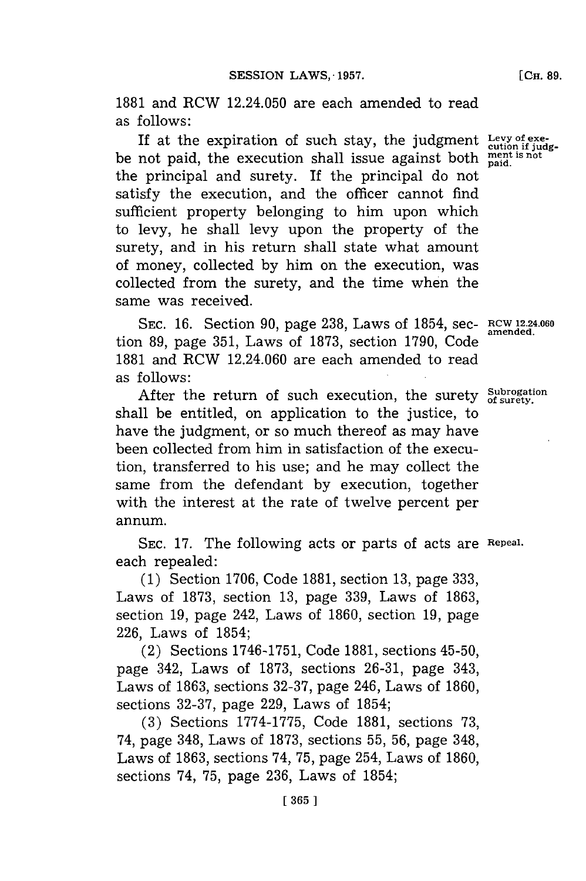1881 and RCW 12.24.050 are each amended to read as follows:

*Levy of execution if judgment is not paid.*

If at the expiration of such stay, the judgment be not paid, the execution shall issue against both the principal and surety. If the principal do not satisfy the execution, and the officer cannot find sufficient property belonging to him upon which to levy, he shall levy upon the property of the surety, and in his return shall state what amount of money, collected by him on the execution, was collected from the surety, and the time when the same was received.

*RCW 12.24.060 amended.*

SEC. 16. Section 90, page 238, Laws of 1854, section 89, page 351, Laws of 1873, section 1790, Code 1881 and RCW 12.24.060 are each amended to read as follows:

*Subrogation of surety.*

After the return of such execution, the surety shall be entitled, on application to the justice, to have the judgment, or so much thereof as may have been collected from him in satisfaction of the execution, transferred to his use; and he may collect the same from the defendant by execution, together with the interest at the rate of twelve percent per annum.

*Repeal.*

SEC. 17. The following acts or parts of acts are each repealed:

(1) Section 1706, Code 1881, section 13, page 333, Laws of 1873, section 13, page 339, Laws of 1863, section 19, page 242, Laws of 1860, section 19, page 226, Laws of 1854;

(2) Sections 1746-1751, Code 1881, sections 45-50, page 342, Laws of 1873, sections 26-31, page 343, Laws of 1863, sections 32-37, page 246, Laws of 1860, sections 32-37, page 229, Laws of 1854;

(3) Sections 1774-1775, Code 1881, sections 73, 74, page 348, Laws of 1873, sections 55, 56, page 348, Laws of 1863, sections 74, 75, page 254, Laws of 1860, sections 74, 75, page 236, Laws of 1854;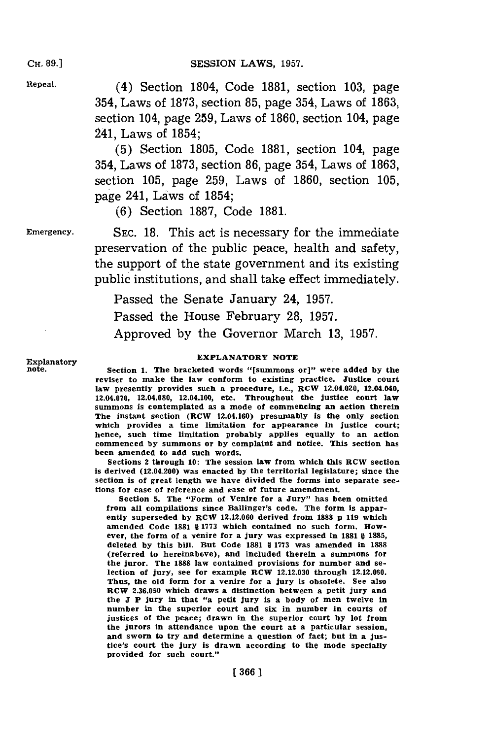Repeal.

(4) Section 1804, Code 1881, section 103, page 354, Laws of 1873, section 85, page 354, Laws of 1863, section 104, page 259, Laws of 1860, section 104, page 241, Laws of 1854;

(5) Section 1805, Code 1881, section 104, page 354, Laws of 1873, section 86, page 354, Laws of 1863, section 105, page 259, Laws of 1860, section 105, page 241, Laws of 1854;

(6) Section 1887, Code 1881.

Emergency.

SEC. 18. This act is necessary for the immediate preservation of the public peace, health and safety, the support of the state government and its existing public institutions, and shall take effect immediately.

Passed the Senate January 24, 1957.

Passed the House February 28, 1957.

Approved by the Governor March 13, 1957.

Explanatory note.

**EXPLANATORY NOTE**

Section 1. The bracketed words "[summons or]" were added by the reviser to make the law conform to existing practice. Justice court law presently provides such a procedure, i.e., RCW 12.04.020, 12.04.040, 12.04.070, 12.04.080, 12.04.100, etc. Throughout the justice court law summons is contemplated as a mode of commencing an action therein The instant section (RCW 12.04.160) presumably is the only section which provides a time limitation for appearance in justice court; hence, such time limitation probably applies equally to an action commenced by summons or by complaint and notice. This section has been amended to add such words.

Sections 2 through 10: The session law from which this RCW section is derived (12.04.200) was enacted by the territorial legislature; since the section is of great length we have divided the forms into separate sections for ease of reference and ease of future amendment.

Section 5. The "Form of Venire for a Jury" has been omitted from all compilations since Ballinger's code. The form is apparently superseded by RCW 12.12.060 derived from 1888 p 119 which amended Code 1881 § 1773 which contained no such form. However, the form of a venire for a jury was expressed in 1881 § 1885, deleted by this bill. But Code 1881 § 1773 was amended in 1888 (referred to hereinabove), and included therein a summons for the juror. The 1888 law contained provisions for number and selection of jury, see for example RCW 12.12.030 through 12.12.060. Thus, the old form for a venire for a jury is obsolete. See also RCW 2.36.050 which draws a distinction between a petit jury and the J P jury in that "a petit jury is a body of men twelve in number in the superior court and six in number in courts of justices of the peace; drawn in the superior court by lot from the jurors in attendance upon the court at a particular session, and sworn to try and determine a question of fact; but in a justice's court the jury is drawn according to the mode specially provided for such court."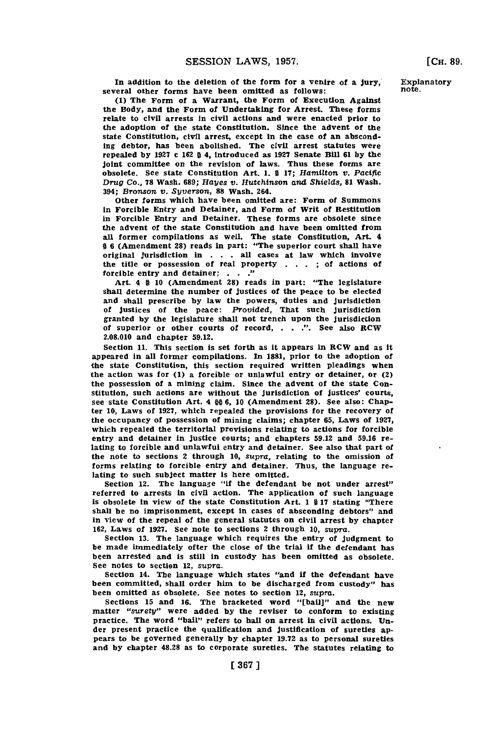In addition to the deletion of the form for a venire of a jury, several other forms have been omitted as follows:

Explanatory note.

(1) The Form of a Warrant, the Form of Execution Against the Body, and the Form of Undertaking for Arrest. These forms relate to civil arrests in civil actions and were enacted prior to the adoption of the state Constitution. Since the advent of the state Constitution, civil arrest, except in the case of an absconding debtor, has been abolished. The civil arrest statutes were repealed by 1927 c 162 § 4, introduced as 1927 Senate Bill 61 by the joint committee on the revision of laws. Thus these forms are obsolete. See state Constitution Art. 1. § 17; *Hamilton v. Pacific Drug Co.*, 78 Wash. 689; *Hayes v. Hutchinson and Shields*, 81 Wash. 394; *Bronson v. Syverson*, 88 Wash. 264.

Other forms which have been omitted are: Form of Summons in Forcible Entry and Detainer, and Form of Writ of Restitution in Forcible Entry and Detainer. These forms are obsolete since the advent of the state Constitution and have been omitted from all former compilations as well. The state Constitution, Art. 4 § 6 (Amendment 28) reads in part: "The superior court shall have original jurisdiction in . . . all cases at law which involve the title or possession of real property . . . ; of actions of forcible entry and detainer; . . ."

Art. 4 § 10 (Amendment 28) reads in part: "The legislature shall determine the number of justices of the peace to be elected and shall prescribe by law the powers, duties and jurisdiction of justices of the peace: *Provided*, That such jurisdiction granted by the legislature shall not trench upon the jurisdiction of superior or other courts of record, . . .". See also RCW 2.08.010 and chapter 59.12.

Section 11. This section is set forth as it appears in RCW and as it appeared in all former compilations. In 1881, prior to the adoption of the state Constitution, this section required written pleadings when the action was for (1) a forcible or unlawful entry or detainer, or (2) the possession of a mining claim. Since the advent of the state Constitution, such actions are without the jurisdiction of justices' courts, see state Constitution Art. 4 §§ 6, 10 (Amendment 28). See also: Chapter 10, Laws of 1927, which repealed the provisions for the recovery of the occupancy of possession of mining claims; chapter 65, Laws of 1927, which repealed the territorial provisions relating to actions for forcible entry and detainer in justice courts; and chapters 59.12 and 59.16 relating to forcible and unlawful entry and detainer. See also that part of the note to sections 2 through 10, *supra*, relating to the omission of forms relating to forcible entry and detainer. Thus, the language relating to such subject matter is here omitted.

Section 12. The language "if the defendant be not under arrest" referred to arrests in civil action. The application of such language is obsolete in view of the state Constitution Art. 1 § 17 stating "There shall be no imprisonment, except in cases of absconding debtors" and in view of the repeal of the general statutes on civil arrest by chapter 162, Laws of 1927. See note to sections 2 through 10, *supra*.

Section 13. The language which requires the entry of judgment to be made immediately ofter the close of the trial if the defendant has been arrested and is still in custody has been omitted as obsolete. See notes to section 12, *supra*.

Section 14. The language which states "and if the defendant have been committed, shall order him to be discharged from custody" has been omitted as obsolete. See notes to section 12, *supra*.

Sections 15 and 16. The bracketed word "[bail]" and the new matter "*surety*" were added by the reviser to conform to existing practice. The word "bail" refers to bail on arrest in civil actions. Under present practice the qualification and justification of sureties appears to be governed generally by chapter 19.72 as to personal sureties and by chapter 48.28 as to corporate sureties. The statutes relating to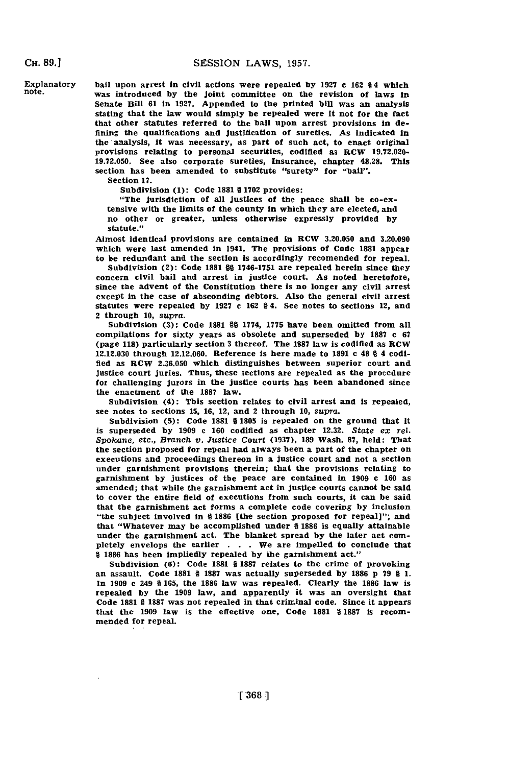bail upon arrest in civil actions were repealed by 1927 c 162 § 4 which was introduced by the joint committee on the revision of laws in Senate Bill 61 in 1927. Appended to the printed bill was an analysis stating that the law would simply be repealed were it not for the fact that other statutes referred to the bail upon arrest provisions in defining the qualifications and justification of sureties. As indicated in the analysis, it was necessary, as part of such act, to enact original provisions relating to personal securities, codified as RCW 19.72.020-19.72.050. See also corporate sureties, Insurance, chapter 48.28. This section has been amended to substitute "surety" for "bail".

Section 17.

Subdivision (1): Code 1881 § 1702 provides:

"The jurisdiction of all justices of the peace shall be co-extensive with the limits of the county in which they are elected, and no other or greater, unless otherwise expressly provided by statute."

Almost identical provisions are contained in RCW 3.20.050 and 3.20.090 which were last amended in 1941. The provisions of Code 1881 appear to be redundant and the section is accordingly recomended for repeal.

Subdivision (2): Code 1881 §§ 1746-1751 are repealed herein since they concern civil bail and arrest in justice court. As noted heretofore, since the advent of the Constitution there is no longer any civil arrest except in the case of absconding debtors. Also the general civil arrest statutes were repealed by 1927 c 162 § 4. See notes to sections 12, and 2 through 10, *supra*.

Subdivision (3): Code 1881 §§ 1774, 1775 have been omitted from all compilations for sixty years as obsolete and superseded by 1887 c 67 (page 118) particularly section 3 thereof. The 1887 law is codified as RCW 12.12.030 through 12.12.060. Reference is here made to 1891 c 48 § 4 codified as RCW 2.36.050 which distinguishes between superior court and justice court juries. Thus, these sections are repealed as the procedure for challenging jurors in the justice courts has been abandoned since the enactment of the 1887 law.

Subdivision (4): This section relates to civil arrest and is repealed, see notes to sections 15, 16, 12, and 2 through 10, *supra*.

Subdivision (5): Code 1881 § 1805 is repealed on the ground that it is superseded by 1909 c 160 codified as chapter 12.32. *State ex rel. Spokane, etc., Branch v. Justice Court* (1937), 189 Wash. 87, held: That the section proposed for repeal had always been a part of the chapter on executions and proceedings thereon in a justice court and not a section under garnishment provisions therein; that the provisions relating to garnishment by justices of the peace are contained in 1909 c 160 as amended; that while the garnishment act in justice courts cannot be said to cover the entire field of executions from such courts, it can be said that the garnishment act forms a complete code covering by inclusion "the subject involved in § 1886 [the section proposed for repeal]"; and that "Whatever may be accomplished under § 1886 is equally attainable under the garnishment act. The blanket spread by the later act completely envelops the earlier . . . We are impelled to conclude that § 1886 has been impliedly repealed by the garnishment act."

Subdivision (6): Code 1881 § 1887 relates to the crime of provoking an assault. Code 1881 § 1887 was actually superseded by 1886 p 79 § 1. In 1909 c 249 § 165, the 1886 law was repealed. Clearly the 1886 law is repealed by the 1909 law, and apparently it was an oversight that Code 1881 § 1887 was not repealed in that criminal code. Since it appears that the 1909 law is the effective one, Code 1881 § 1887 is recommended for repeal.